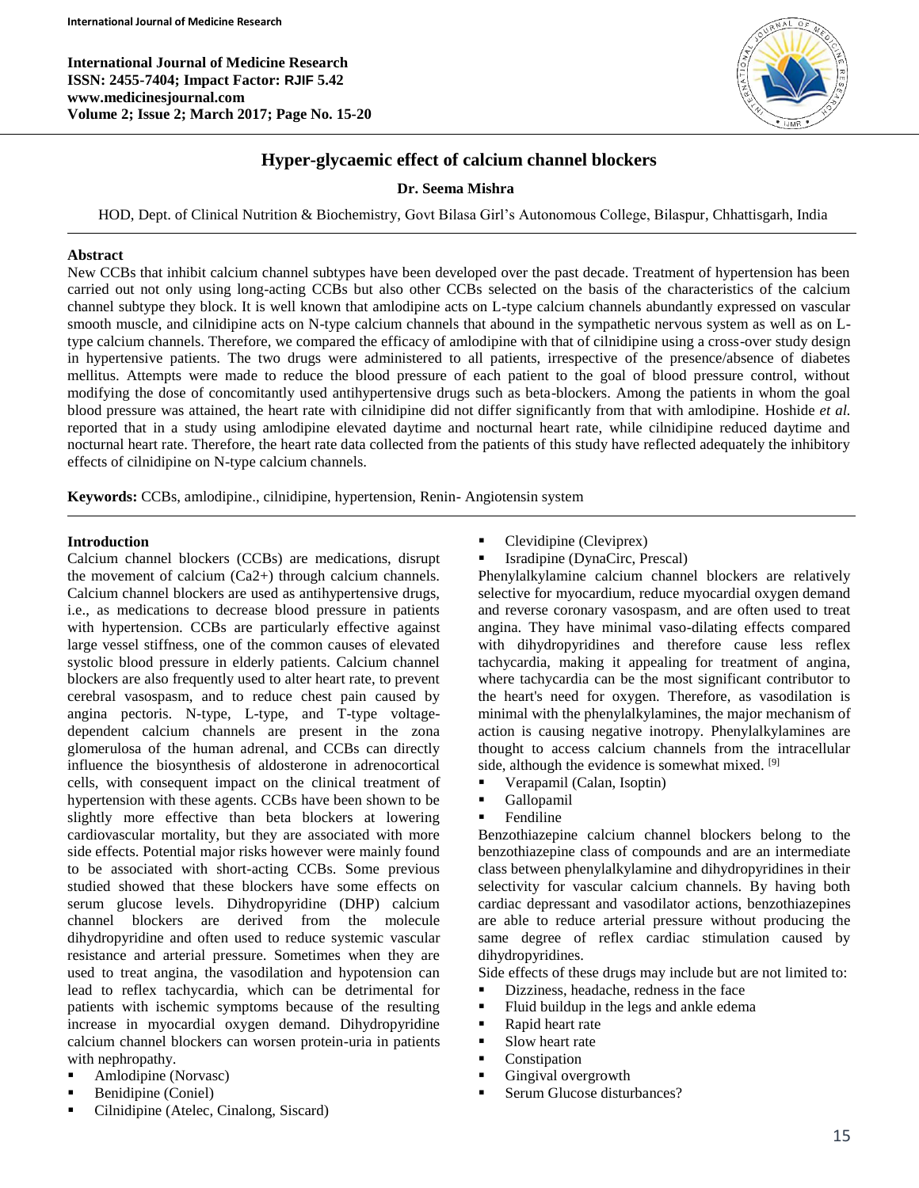# Hyper-glycaemic effect of calcium channel blockers

**Dr. Seema Mishra**

HOD, Dept. of Clinical Nutrition & Biochemistry, Govt Bilasa Girl's Autonomous College, Bilaspur, Chhattisgarh, India

## Abstract

New CCBs that inhibit calcium channel subtypes have been developed over the past decade. Treatment of hypertension has been carried out not only using long-acting CCBs but also other CCBs selected on the basis of the characteristics of the calcium channel subtype they block. It is well known that amlodipine acts on L-type calcium channels abundantly expressed on vascular smooth muscle, and cilnidipine acts on N-type calcium channels that abound in the sympathetic nervous system as well as on L-type calcium channels. Therefore, we compared the efficacy of amlodipine with that of cilnidipine using a cross-over study design in hypertensive patients. The two drugs were administered to all patients, irrespective of the presence/absence of diabetes mellitus. Attempts were made to reduce the blood pressure of each patient to the goal of blood pressure control, without modifying the dose of concomitantly used antihypertensive drugs such as beta-blockers. Among the patients in whom the goal blood pressure was attained, the heart rate with cilnidipine did not differ significantly from that with amlodipine. Hoshide *et al.* reported that in a study using amlodipine elevated daytime and nocturnal heart rate, while cilnidipine reduced daytime and nocturnal heart rate. Therefore, the heart rate data collected from the patients of this study have reflected adequately the inhibitory effects of cilnidipine on N-type calcium channels.

**Keywords:** CCBs, amlodipine., cilnidipine, hypertension, Renin- Angiotensin system

## Introduction

Calcium channel blockers (CCBs) are medications, disrupt the movement of calcium (Ca2+) through calcium channels. Calcium channel blockers are used as antihypertensive drugs, i.e., as medications to decrease blood pressure in patients with hypertension. CCBs are particularly effective against large vessel stiffness, one of the common causes of elevated systolic blood pressure in elderly patients. Calcium channel blockers are also frequently used to alter heart rate, to prevent cerebral vasospasm, and to reduce chest pain caused by angina pectoris. N-type, L-type, and T-type voltage-dependent calcium channels are present in the zona glomerulosa of the human adrenal, and CCBs can directly influence the biosynthesis of aldosterone in adrenocortical cells, with consequent impact on the clinical treatment of hypertension with these agents. CCBs have been shown to be slightly more effective than beta blockers at lowering cardiovascular mortality, but they are associated with more side effects. Potential major risks however were mainly found to be associated with short-acting CCBs. Some previous studied showed that these blockers have some effects on serum glucose levels. Dihydropyridine (DHP) calcium channel blockers are derived from the molecule dihydropyridine and often used to reduce systemic vascular resistance and arterial pressure. Sometimes when they are used to treat angina, the vasodilation and hypotension can lead to reflex tachycardia, which can be detrimental for patients with ischemic symptoms because of the resulting increase in myocardial oxygen demand. Dihydropyridine calcium channel blockers can worsen protein-uria in patients with nephropathy.

- Amlodipine (Norvasc)
- Benidipine (Coniel)
- Cilnidipine (Atelec, Cinalong, Siscard)
- Clevidipine (Cleviprex)
- Isradipine (DynaCirc, Prescal)

Phenylalkylamine calcium channel blockers are relatively selective for myocardium, reduce myocardial oxygen demand and reverse coronary vasospasm, and are often used to treat angina. They have minimal vaso-dilating effects compared with dihydropyridines and therefore cause less reflex tachycardia, making it appealing for treatment of angina, where tachycardia can be the most significant contributor to the heart's need for oxygen. Therefore, as vasodilation is minimal with the phenylalkylamines, the major mechanism of action is causing negative inotropy. Phenylalkylamines are thought to access calcium channels from the intracellular side, although the evidence is somewhat mixed. [9]

- Verapamil (Calan, Isoptin)
- Gallopamil
- Fendiline

Benzothiazepine calcium channel blockers belong to the benzothiazepine class of compounds and are an intermediate class between phenylalkylamine and dihydropyridines in their selectivity for vascular calcium channels. By having both cardiac depressant and vasodilator actions, benzothiazepines are able to reduce arterial pressure without producing the same degree of reflex cardiac stimulation caused by dihydropyridines.

Side effects of these drugs may include but are not limited to:

- Dizziness, headache, redness in the face
- Fluid buildup in the legs and ankle edema
- Rapid heart rate
- Slow heart rate
- Constipation
- Gingival overgrowth
- Serum Glucose disturbances?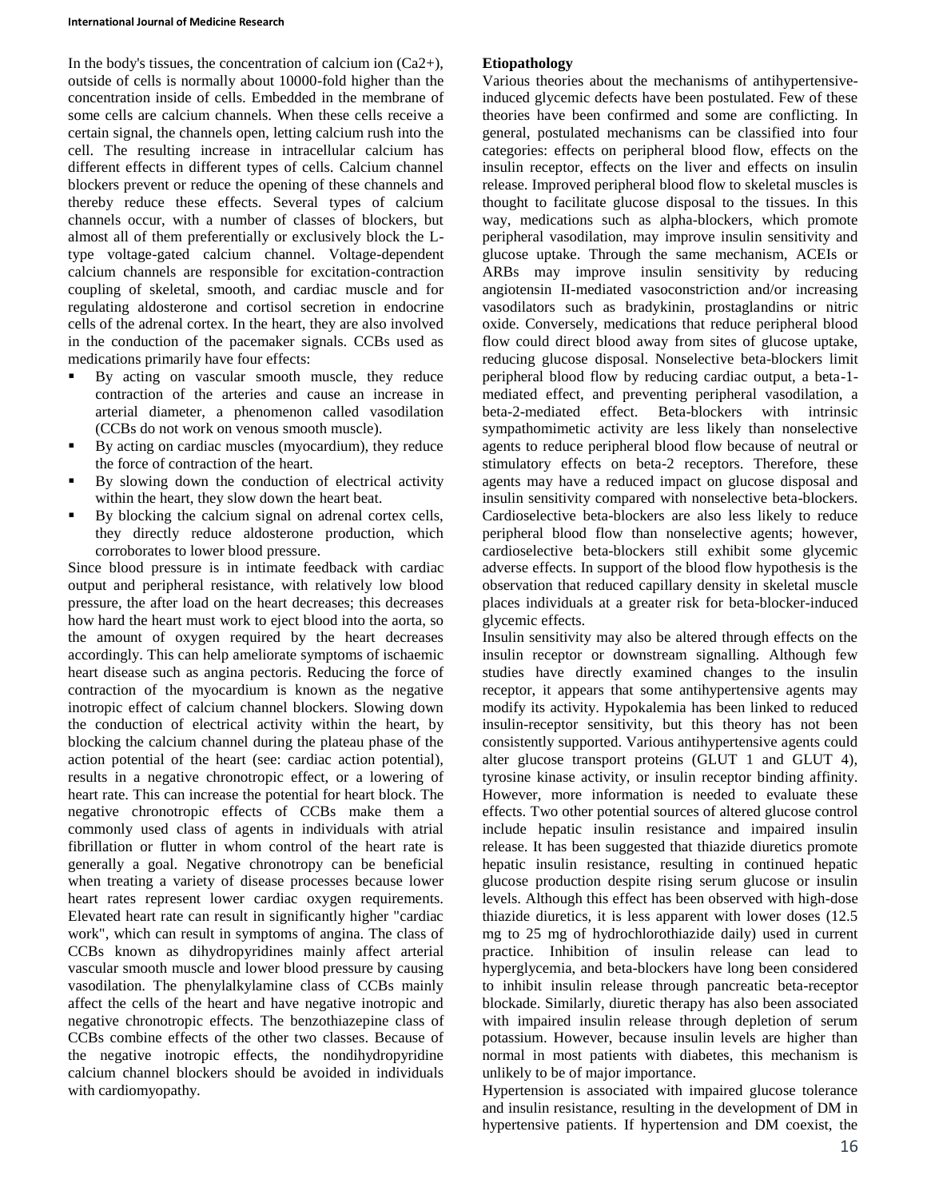In the body's tissues, the concentration of calcium ion ($Ca^{2+}$), outside of cells is normally about 10000-fold higher than the concentration inside of cells. Embedded in the membrane of some cells are calcium channels. When these cells receive a certain signal, the channels open, letting calcium rush into the cell. The resulting increase in intracellular calcium has different effects in different types of cells. Calcium channel blockers prevent or reduce the opening of these channels and thereby reduce these effects. Several types of calcium channels occur, with a number of classes of blockers, but almost all of them preferentially or exclusively block the L-type voltage-gated calcium channel. Voltage-dependent calcium channels are responsible for excitation-contraction coupling of skeletal, smooth, and cardiac muscle and for regulating aldosterone and cortisol secretion in endocrine cells of the adrenal cortex. In the heart, they are also involved in the conduction of the pacemaker signals. CCBs used as medications primarily have four effects:

- By acting on vascular smooth muscle, they reduce contraction of the arteries and cause an increase in arterial diameter, a phenomenon called vasodilation (CCBs do not work on venous smooth muscle).
- By acting on cardiac muscles (myocardium), they reduce the force of contraction of the heart.
- By slowing down the conduction of electrical activity within the heart, they slow down the heart beat.
- By blocking the calcium signal on adrenal cortex cells, they directly reduce aldosterone production, which corroborates to lower blood pressure.

Since blood pressure is in intimate feedback with cardiac output and peripheral resistance, with relatively low blood pressure, the after load on the heart decreases; this decreases how hard the heart must work to eject blood into the aorta, so the amount of oxygen required by the heart decreases accordingly. This can help ameliorate symptoms of ischaemic heart disease such as angina pectoris. Reducing the force of contraction of the myocardium is known as the negative inotropic effect of calcium channel blockers. Slowing down the conduction of electrical activity within the heart, by blocking the calcium channel during the plateau phase of the action potential of the heart (see: cardiac action potential), results in a negative chronotropic effect, or a lowering of heart rate. This can increase the potential for heart block. The negative chronotropic effects of CCBs make them a commonly used class of agents in individuals with atrial fibrillation or flutter in whom control of the heart rate is generally a goal. Negative chronotropy can be beneficial when treating a variety of disease processes because lower heart rates represent lower cardiac oxygen requirements. Elevated heart rate can result in significantly higher "cardiac work", which can result in symptoms of angina. The class of CCBs known as dihydropyridines mainly affect arterial vascular smooth muscle and lower blood pressure by causing vasodilation. The phenylalkylamine class of CCBs mainly affect the cells of the heart and have negative inotropic and negative chronotropic effects. The benzothiazepine class of CCBs combine effects of the other two classes. Because of the negative inotropic effects, the nondihydropyridine calcium channel blockers should be avoided in individuals with cardiomyopathy.

**Etiopathology**

Various theories about the mechanisms of antihypertensive-induced glycemic defects have been postulated. Few of these theories have been confirmed and some are conflicting. In general, postulated mechanisms can be classified into four categories: effects on peripheral blood flow, effects on the insulin receptor, effects on the liver and effects on insulin release. Improved peripheral blood flow to skeletal muscles is thought to facilitate glucose disposal to the tissues. In this way, medications such as alpha-blockers, which promote peripheral vasodilation, may improve insulin sensitivity and glucose uptake. Through the same mechanism, ACEIs or ARBs may improve insulin sensitivity by reducing angiotensin II-mediated vasoconstriction and/or increasing vasodilators such as bradykinin, prostaglandins or nitric oxide. Conversely, medications that reduce peripheral blood flow could direct blood away from sites of glucose uptake, reducing glucose disposal. Nonselective beta-blockers limit peripheral blood flow by reducing cardiac output, a beta-1-mediated effect, and preventing peripheral vasodilation, a beta-2-mediated effect. Beta-blockers with intrinsic sympathomimetic activity are less likely than nonselective agents to reduce peripheral blood flow because of neutral or stimulatory effects on beta-2 receptors. Therefore, these agents may have a reduced impact on glucose disposal and insulin sensitivity compared with nonselective beta-blockers. Cardioselective beta-blockers are also less likely to reduce peripheral blood flow than nonselective agents; however, cardioselective beta-blockers still exhibit some glycemic adverse effects. In support of the blood flow hypothesis is the observation that reduced capillary density in skeletal muscle places individuals at a greater risk for beta-blocker-induced glycemic effects.

Insulin sensitivity may also be altered through effects on the insulin receptor or downstream signalling. Although few studies have directly examined changes to the insulin receptor, it appears that some antihypertensive agents may modify its activity. Hypokalemia has been linked to reduced insulin-receptor sensitivity, but this theory has not been consistently supported. Various antihypertensive agents could alter glucose transport proteins (GLUT 1 and GLUT 4), tyrosine kinase activity, or insulin receptor binding affinity. However, more information is needed to evaluate these effects. Two other potential sources of altered glucose control include hepatic insulin resistance and impaired insulin release. It has been suggested that thiazide diuretics promote hepatic insulin resistance, resulting in continued hepatic glucose production despite rising serum glucose or insulin levels. Although this effect has been observed with high-dose thiazide diuretics, it is less apparent with lower doses (12.5 mg to 25 mg of hydrochlorothiazide daily) used in current practice. Inhibition of insulin release can lead to hyperglycemia, and beta-blockers have long been considered to inhibit insulin release through pancreatic beta-receptor blockade. Similarly, diuretic therapy has also been associated with impaired insulin release through depletion of serum potassium. However, because insulin levels are higher than normal in most patients with diabetes, this mechanism is unlikely to be of major importance.

Hypertension is associated with impaired glucose tolerance and insulin resistance, resulting in the development of DM in hypertensive patients. If hypertension and DM coexist, the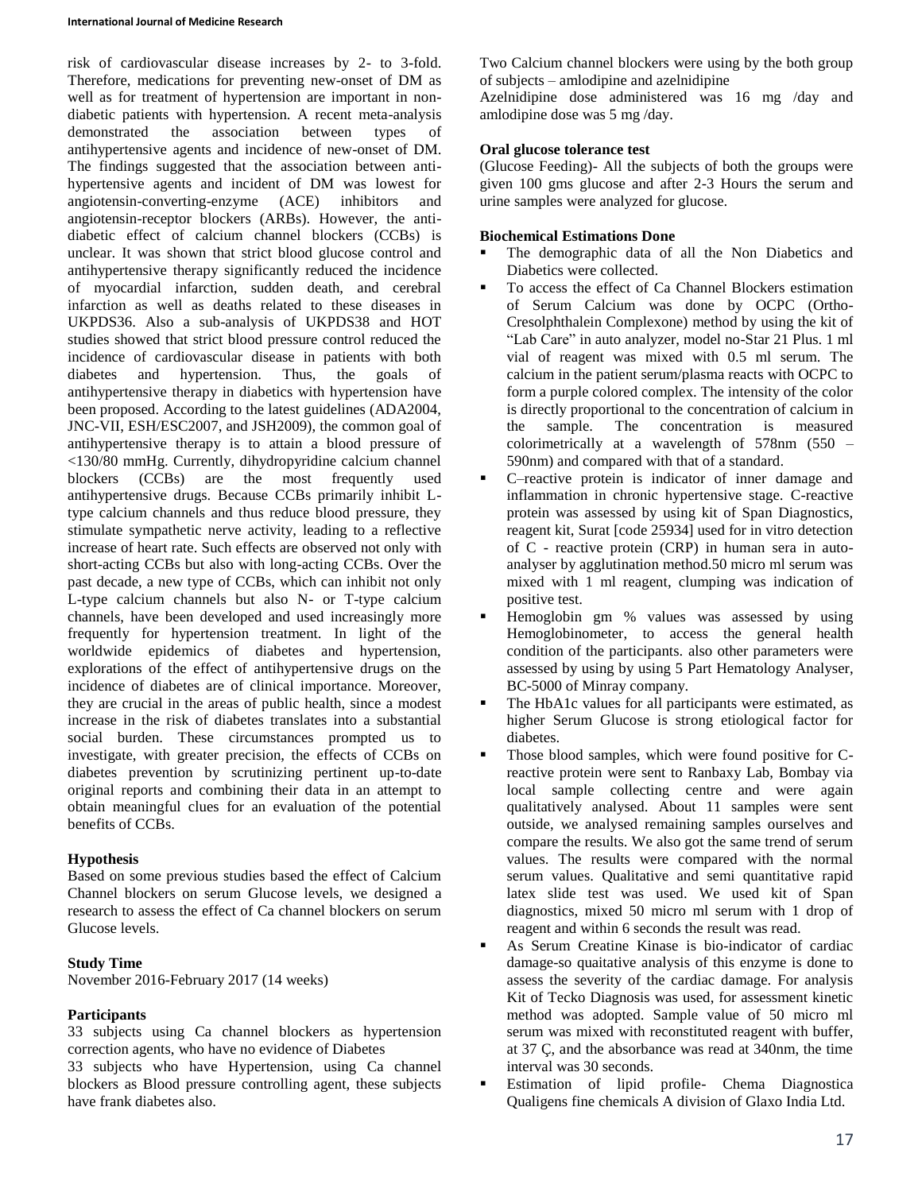risk of cardiovascular disease increases by 2- to 3-fold. Therefore, medications for preventing new-onset of DM as well as for treatment of hypertension are important in non-diabetic patients with hypertension. A recent meta-analysis demonstrated the association between types of antihypertensive agents and incidence of new-onset of DM. The findings suggested that the association between anti-hypertensive agents and incident of DM was lowest for angiotensin-converting-enzyme (ACE) inhibitors and angiotensin-receptor blockers (ARBs). However, the anti-diabetic effect of calcium channel blockers (CCBs) is unclear. It was shown that strict blood glucose control and antihypertensive therapy significantly reduced the incidence of myocardial infarction, sudden death, and cerebral infarction as well as deaths related to these diseases in UKPDS36. Also a sub-analysis of UKPDS38 and HOT studies showed that strict blood pressure control reduced the incidence of cardiovascular disease in patients with both diabetes and hypertension. Thus, the goals of antihypertensive therapy in diabetics with hypertension have been proposed. According to the latest guidelines (ADA2004, JNC-VII, ESH/ESC2007, and JSH2009), the common goal of antihypertensive therapy is to attain a blood pressure of <130/80 mmHg. Currently, dihydropyridine calcium channel blockers (CCBs) are the most frequently used antihypertensive drugs. Because CCBs primarily inhibit L-type calcium channels and thus reduce blood pressure, they stimulate sympathetic nerve activity, leading to a reflective increase of heart rate. Such effects are observed not only with short-acting CCBs but also with long-acting CCBs. Over the past decade, a new type of CCBs, which can inhibit not only L-type calcium channels but also N- or T-type calcium channels, have been developed and used increasingly more frequently for hypertension treatment. In light of the worldwide epidemics of diabetes and hypertension, explorations of the effect of antihypertensive drugs on the incidence of diabetes are of clinical importance. Moreover, they are crucial in the areas of public health, since a modest increase in the risk of diabetes translates into a substantial social burden. These circumstances prompted us to investigate, with greater precision, the effects of CCBs on diabetes prevention by scrutinizing pertinent up-to-date original reports and combining their data in an attempt to obtain meaningful clues for an evaluation of the potential benefits of CCBs.

### Hypothesis

Based on some previous studies based the effect of Calcium Channel blockers on serum Glucose levels, we designed a research to assess the effect of Ca channel blockers on serum Glucose levels.

### Study Time

November 2016-February 2017 (14 weeks)

### Participants

33 subjects using Ca channel blockers as hypertension correction agents, who have no evidence of Diabetes

33 subjects who have Hypertension, using Ca channel blockers as Blood pressure controlling agent, these subjects have frank diabetes also.

Two Calcium channel blockers were using by the both group of subjects – amlodipine and azelnidipine

Azelnidipine dose administered was 16 mg /day and amlodipine dose was 5 mg /day.

### Oral glucose tolerance test

(Glucose Feeding)- All the subjects of both the groups were given 100 gms glucose and after 2-3 Hours the serum and urine samples were analyzed for glucose.

### Biochemical Estimations Done

- The demographic data of all the Non Diabetics and Diabetics were collected.
- To access the effect of Ca Channel Blockers estimation of Serum Calcium was done by OCPC (Ortho-Cresolphthalein Complexone) method by using the kit of "Lab Care" in auto analyzer, model no-Star 21 Plus. 1 ml vial of reagent was mixed with 0.5 ml serum. The calcium in the patient serum/plasma reacts with OCPC to form a purple colored complex. The intensity of the color is directly proportional to the concentration of calcium in the sample. The concentration is measured colorimetrically at a wavelength of 578nm (550 – 590nm) and compared with that of a standard.
- C–reactive protein is indicator of inner damage and inflammation in chronic hypertensive stage. C-reactive protein was assessed by using kit of Span Diagnostics, reagent kit, Surat [code 25934] used for in vitro detection of C - reactive protein (CRP) in human sera in auto-analyser by agglutination method.50 micro ml serum was mixed with 1 ml reagent, clumping was indication of positive test.
- Hemoglobin gm % values was assessed by using Hemoglobinometer, to access the general health condition of the participants. also other parameters were assessed by using by using 5 Part Hematology Analyser, BC-5000 of Minray company.
- The HbA1c values for all participants were estimated, as higher Serum Glucose is strong etiological factor for diabetes.
- Those blood samples, which were found positive for C-reactive protein were sent to Ranbaxy Lab, Bombay via local sample collecting centre and were again qualitatively analysed. About 11 samples were sent outside, we analysed remaining samples ourselves and compare the results. We also got the same trend of serum values. The results were compared with the normal serum values. Qualitative and semi quantitative rapid latex slide test was used. We used kit of Span diagnostics, mixed 50 micro ml serum with 1 drop of reagent and within 6 seconds the result was read.
- As Serum Creatine Kinase is bio-indicator of cardiac damage-so quaitative analysis of this enzyme is done to assess the severity of the cardiac damage. For analysis Kit of Tecko Diagnosis was used, for assessment kinetic method was adopted. Sample value of 50 micro ml serum was mixed with reconstituted reagent with buffer, at 37 Ç, and the absorbance was read at 340nm, the time interval was 30 seconds.
- Estimation of lipid profile- Chema Diagnostica Qualigens fine chemicals A division of Glaxo India Ltd.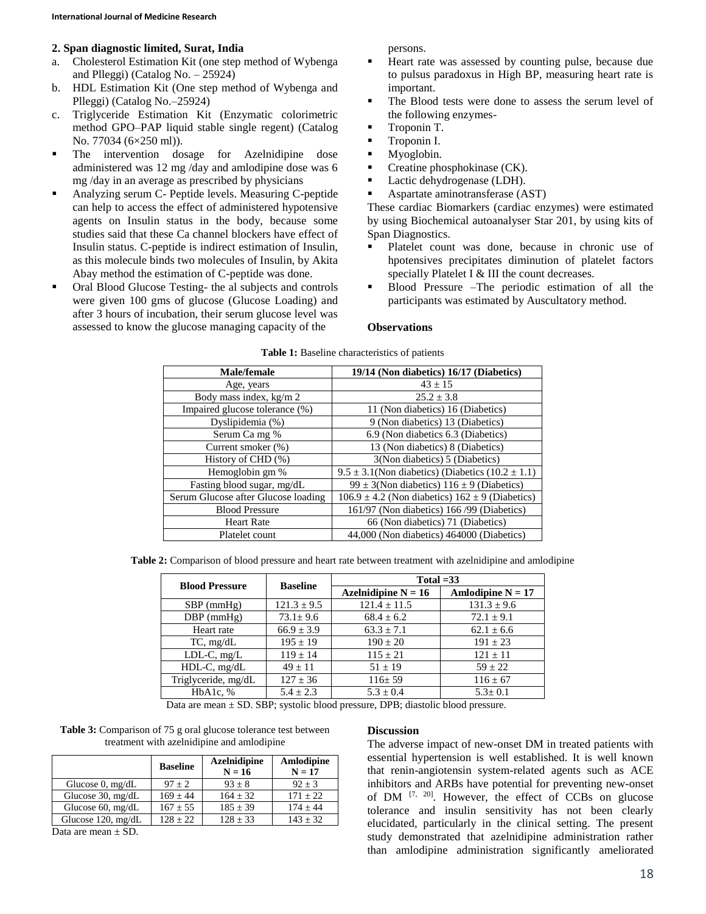**2. Span diagnostic limited, Surat, India**

a. Cholesterol Estimation Kit (one step method of Wybenga and Plleggi) (Catalog No. – 25924)
b. HDL Estimation Kit (One step method of Wybenga and Plleggi) (Catalog No.–25924)
c. Triglyceride Estimation Kit (Enzymatic colorimetric method GPO–PAP liquid stable single regent) (Catalog No. 77034 (6×250 ml)).

- The intervention dosage for Azelnidipine dose administered was 12 mg /day and amlodipine dose was 6 mg /day in an average as prescribed by physicians
- Analyzing serum C- Peptide levels. Measuring C-peptide can help to access the effect of administered hypotensive agents on Insulin status in the body, because some studies said that these Ca channel blockers have effect of Insulin status. C-peptide is indirect estimation of Insulin, as this molecule binds two molecules of Insulin, by Akita Abay method the estimation of C-peptide was done.
- Oral Blood Glucose Testing- the al subjects and controls were given 100 gms of glucose (Glucose Loading) and after 3 hours of incubation, their serum glucose level was assessed to know the glucose managing capacity of the persons.
- Heart rate was assessed by counting pulse, because due to pulsus paradoxus in High BP, measuring heart rate is important.
- The Blood tests were done to assess the serum level of the following enzymes-
- Troponin T.
- Troponin I.
- Myoglobin.
- Creatine phosphokinase (CK).
- Lactic dehydrogenase (LDH).
- Aspartate aminotransferase (AST)

These cardiac Biomarkers (cardiac enzymes) were estimated by using Biochemical autoanalyser Star 201, by using kits of Span Diagnostics.

- Platelet count was done, because in chronic use of hpotensives precipitates diminution of platelet factors specially Platelet I & III the count decreases.
- Blood Pressure –The periodic estimation of all the participants was estimated by Auscultatory method.

**Observations**

**Table 1:** Baseline characteristics of patients

| Male/female | 19/14 (Non diabetics) 16/17 (Diabetics) |
|---|---|
| Age, years | 43 ± 15 |
| Body mass index, kg/m 2 | 25.2 ± 3.8 |
| Impaired glucose tolerance (%) | 11 (Non diabetics) 16 (Diabetics) |
| Dyslipidemia (%) | 9 (Non diabetics) 13 (Diabetics) |
| Serum Ca mg % | 6.9 (Non diabetics 6.3 (Diabetics) |
| Current smoker (%) | 13 (Non diabetics) 8 (Diabetics) |
| History of CHD (%) | 3(Non diabetics) 5 (Diabetics) |
| Hemoglobin gm % | 9.5 ± 3.1(Non diabetics) (Diabetics (10.2 ± 1.1) |
| Fasting blood sugar, mg/dL | 99 ± 3(Non diabetics) 116 ± 9 (Diabetics) |
| Serum Glucose after Glucose loading | 106.9 ± 4.2 (Non diabetics) 162 ± 9 (Diabetics) |
| Blood Pressure | 161/97 (Non diabetics) 166 /99 (Diabetics) |
| Heart Rate | 66 (Non diabetics) 71 (Diabetics) |
| Platelet count | 44,000 (Non diabetics) 464000 (Diabetics) |

**Table 2:** Comparison of blood pressure and heart rate between treatment with azelnidipine and amlodipine

| Blood Pressure | Baseline | Total =33 | |
|---|---|---|---|
| | | Azelnidipine N = 16 | Amlodipine N = 17 |
| SBP (mmHg) | 121.3 ± 9.5 | 121.4 ± 11.5 | 131.3 ± 9.6 |
| DBP (mmHg) | 73.1± 9.6 | 68.4 ± 6.2 | 72.1 ± 9.1 |
| Heart rate | 66.9 ± 3.9 | 63.3 ± 7.1 | 62.1 ± 6.6 |
| TC, mg/dL | 195 ± 19 | 190 ± 20 | 191 ± 23 |
| LDL-C, mg/L | 119 ± 14 | 115 ± 21 | 121 ± 11 |
| HDL-C, mg/dL | 49 ± 11 | 51 ± 19 | 59 ± 22 |
| Triglyceride, mg/dL | 127 ± 36 | 116± 59 | 116 ± 67 |
| HbA1c, % | 5.4 ± 2.3 | 5.3 ± 0.4 | 5.3± 0.1 |

Data are mean ± SD. SBP; systolic blood pressure, DPB; diastolic blood pressure.

**Table 3:** Comparison of 75 g oral glucose tolerance test between treatment with azelnidipine and amlodipine

| | Baseline | Azelnidipine N = 16 | Amlodipine N = 17 |
|---|---|---|---|
| Glucose 0, mg/dL | 97 ± 2 | 93 ± 8 | 92 ± 3 |
| Glucose 30, mg/dL | 169 ± 44 | 164 ± 32 | 171 ± 22 |
| Glucose 60, mg/dL | 167 ± 55 | 185 ± 39 | 174 ± 44 |
| Glucose 120, mg/dL | 128 ± 22 | 128 ± 33 | 143 ± 32 |

Data are mean ± SD.

**Discussion**

The adverse impact of new-onset DM in treated patients with essential hypertension is well established. It is well known that renin-angiotensin system-related agents such as ACE inhibitors and ARBs have potential for preventing new-onset of DM [7, 20]. However, the effect of CCBs on glucose tolerance and insulin sensitivity has not been clearly elucidated, particularly in the clinical setting. The present study demonstrated that azelnidipine administration rather than amlodipine administration significantly ameliorated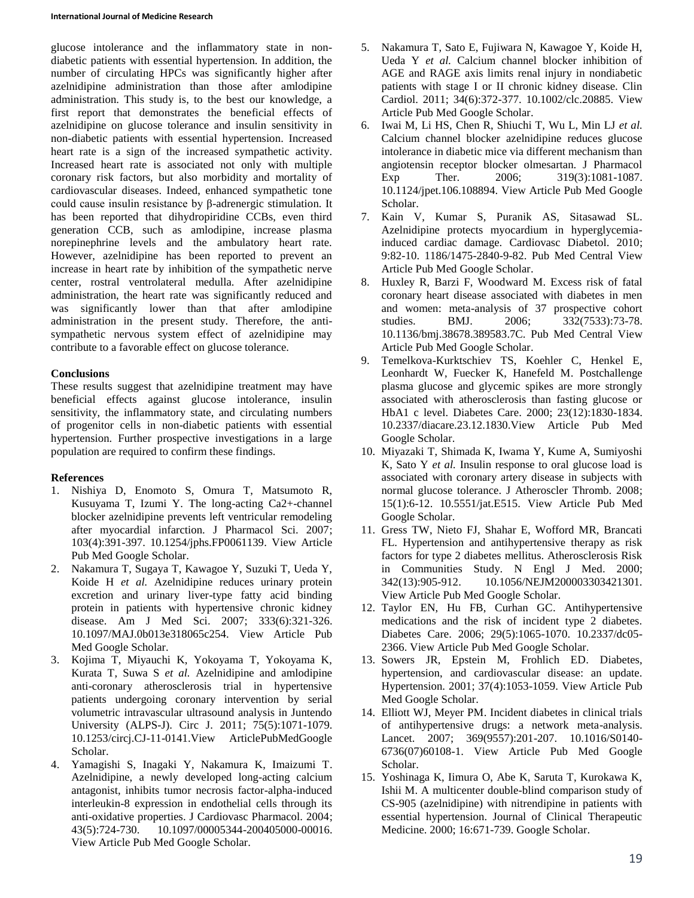glucose intolerance and the inflammatory state in non-diabetic patients with essential hypertension. In addition, the number of circulating HPCs was significantly higher after azelnidipine administration than those after amlodipine administration. This study is, to the best our knowledge, a first report that demonstrates the beneficial effects of azelnidipine on glucose tolerance and insulin sensitivity in non-diabetic patients with essential hypertension. Increased heart rate is a sign of the increased sympathetic activity. Increased heart rate is associated not only with multiple coronary risk factors, but also morbidity and mortality of cardiovascular diseases. Indeed, enhanced sympathetic tone could cause insulin resistance by β-adrenergic stimulation. It has been reported that dihydropiridine CCBs, even third generation CCB, such as amlodipine, increase plasma norepinephrine levels and the ambulatory heart rate. However, azelnidipine has been reported to prevent an increase in heart rate by inhibition of the sympathetic nerve center, rostral ventrolateral medulla. After azelnidipine administration, the heart rate was significantly reduced and was significantly lower than that after amlodipine administration in the present study. Therefore, the anti-sympathetic nervous system effect of azelnidipine may contribute to a favorable effect on glucose tolerance.

## Conclusions

These results suggest that azelnidipine treatment may have beneficial effects against glucose intolerance, insulin sensitivity, the inflammatory state, and circulating numbers of progenitor cells in non-diabetic patients with essential hypertension. Further prospective investigations in a large population are required to confirm these findings.

## References

1. Nishiya D, Enomoto S, Omura T, Matsumoto R, Kusuyama T, Izumi Y. The long-acting Ca2+-channel blocker azelnidipine prevents left ventricular remodeling after myocardial infarction. J Pharmacol Sci. 2007; 103(4):391-397. 10.1254/jphs.FP0061139. View Article Pub Med Google Scholar.
2. Nakamura T, Sugaya T, Kawagoe Y, Suzuki T, Ueda Y, Koide H *et al.* Azelnidipine reduces urinary protein excretion and urinary liver-type fatty acid binding protein in patients with hypertensive chronic kidney disease. Am J Med Sci. 2007; 333(6):321-326. 10.1097/MAJ.0b013e318065c254. View Article Pub Med Google Scholar.
3. Kojima T, Miyauchi K, Yokoyama T, Yokoyama K, Kurata T, Suwa S *et al.* Azelnidipine and amlodipine anti-coronary atherosclerosis trial in hypertensive patients undergoing coronary intervention by serial volumetric intravascular ultrasound analysis in Juntendo University (ALPS-J). Circ J. 2011; 75(5):1071-1079. 10.1253/circj.CJ-11-0141.View ArticlePubMedGoogle Scholar.
4. Yamagishi S, Inagaki Y, Nakamura K, Imaizumi T. Azelnidipine, a newly developed long-acting calcium antagonist, inhibits tumor necrosis factor-alpha-induced interleukin-8 expression in endothelial cells through its anti-oxidative properties. J Cardiovasc Pharmacol. 2004; 43(5):724-730. 10.1097/00005344-200405000-00016. View Article Pub Med Google Scholar.
5. Nakamura T, Sato E, Fujiwara N, Kawagoe Y, Koide H, Ueda Y *et al.* Calcium channel blocker inhibition of AGE and RAGE axis limits renal injury in nondiabetic patients with stage I or II chronic kidney disease. Clin Cardiol. 2011; 34(6):372-377. 10.1002/clc.20885. View Article Pub Med Google Scholar.
6. Iwai M, Li HS, Chen R, Shiuchi T, Wu L, Min LJ *et al.* Calcium channel blocker azelnidipine reduces glucose intolerance in diabetic mice via different mechanism than angiotensin receptor blocker olmesartan. J Pharmacol Exp Ther. 2006; 319(3):1081-1087. 10.1124/jpet.106.108894. View Article Pub Med Google Scholar.
7. Kain V, Kumar S, Puranik AS, Sitasawad SL. Azelnidipine protects myocardium in hyperglycemia-induced cardiac damage. Cardiovasc Diabetol. 2010; 9:82-10. 1186/1475-2840-9-82. Pub Med Central View Article Pub Med Google Scholar.
8. Huxley R, Barzi F, Woodward M. Excess risk of fatal coronary heart disease associated with diabetes in men and women: meta-analysis of 37 prospective cohort studies. BMJ. 2006; 332(7533):73-78. 10.1136/bmj.38678.389583.7C. Pub Med Central View Article Pub Med Google Scholar.
9. Temelkova-Kurktschiev TS, Koehler C, Henkel E, Leonhardt W, Fuecker K, Hanefeld M. Postchallenge plasma glucose and glycemic spikes are more strongly associated with atherosclerosis than fasting glucose or HbA1 c level. Diabetes Care. 2000; 23(12):1830-1834. 10.2337/diacare.23.12.1830.View Article Pub Med Google Scholar.
10. Miyazaki T, Shimada K, Iwama Y, Kume A, Sumiyoshi K, Sato Y *et al.* Insulin response to oral glucose load is associated with coronary artery disease in subjects with normal glucose tolerance. J Atheroscler Thromb. 2008; 15(1):6-12. 10.5551/jat.E515. View Article Pub Med Google Scholar.
11. Gress TW, Nieto FJ, Shahar E, Wofford MR, Brancati FL. Hypertension and antihypertensive therapy as risk factors for type 2 diabetes mellitus. Atherosclerosis Risk in Communities Study. N Engl J Med. 2000; 342(13):905-912. 10.1056/NEJM200003303421301. View Article Pub Med Google Scholar.
12. Taylor EN, Hu FB, Curhan GC. Antihypertensive medications and the risk of incident type 2 diabetes. Diabetes Care. 2006; 29(5):1065-1070. 10.2337/dc05-2366. View Article Pub Med Google Scholar.
13. Sowers JR, Epstein M, Frohlich ED. Diabetes, hypertension, and cardiovascular disease: an update. Hypertension. 2001; 37(4):1053-1059. View Article Pub Med Google Scholar.
14. Elliott WJ, Meyer PM. Incident diabetes in clinical trials of antihypertensive drugs: a network meta-analysis. Lancet. 2007; 369(9557):201-207. 10.1016/S0140-6736(07)60108-1. View Article Pub Med Google Scholar.
15. Yoshinaga K, Iimura O, Abe K, Saruta T, Kurokawa K, Ishii M. A multicenter double-blind comparison study of CS-905 (azelnidipine) with nitrendipine in patients with essential hypertension. Journal of Clinical Therapeutic Medicine. 2000; 16:671-739. Google Scholar.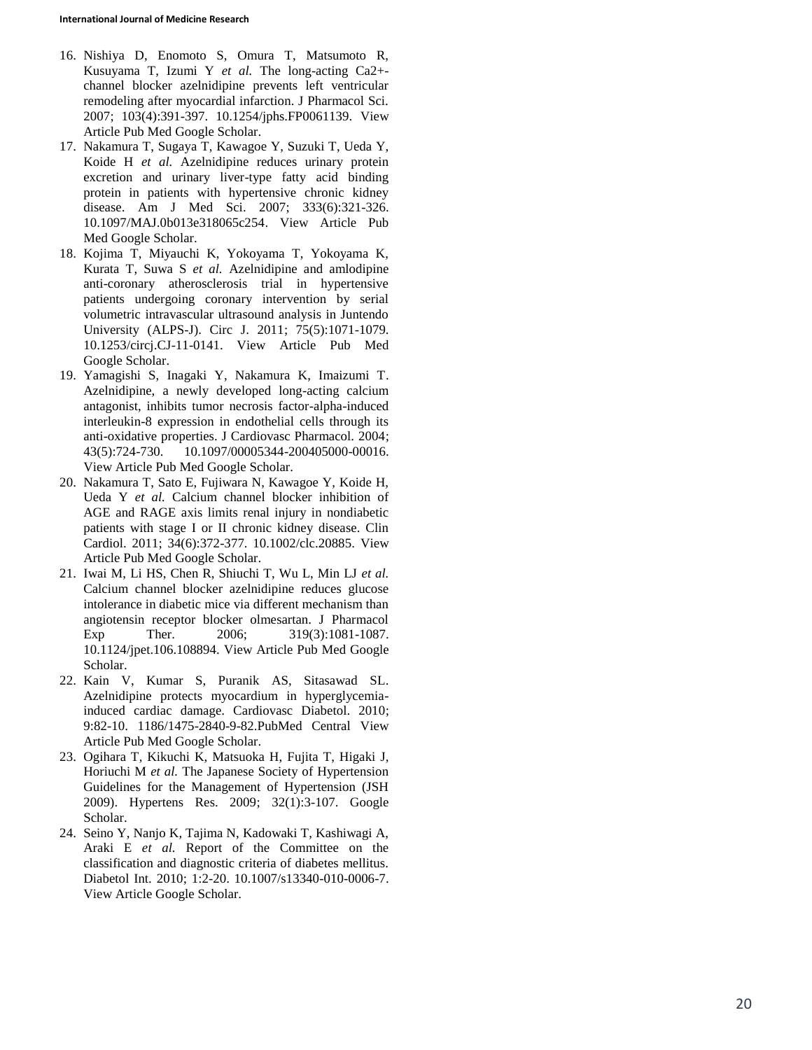16. Nishiya D, Enomoto S, Omura T, Matsumoto R, Kusuyama T, Izumi Y *et al.* The long-acting Ca2+-channel blocker azelnidipine prevents left ventricular remodeling after myocardial infarction. J Pharmacol Sci. 2007; 103(4):391-397. 10.1254/jphs.FP0061139. View Article Pub Med Google Scholar.
17. Nakamura T, Sugaya T, Kawagoe Y, Suzuki T, Ueda Y, Koide H *et al.* Azelnidipine reduces urinary protein excretion and urinary liver-type fatty acid binding protein in patients with hypertensive chronic kidney disease. Am J Med Sci. 2007; 333(6):321-326. 10.1097/MAJ.0b013e318065c254. View Article Pub Med Google Scholar.
18. Kojima T, Miyauchi K, Yokoyama T, Yokoyama K, Kurata T, Suwa S *et al.* Azelnidipine and amlodipine anti-coronary atherosclerosis trial in hypertensive patients undergoing coronary intervention by serial volumetric intravascular ultrasound analysis in Juntendo University (ALPS-J). Circ J. 2011; 75(5):1071-1079. 10.1253/circj.CJ-11-0141. View Article Pub Med Google Scholar.
19. Yamagishi S, Inagaki Y, Nakamura K, Imaizumi T. Azelnidipine, a newly developed long-acting calcium antagonist, inhibits tumor necrosis factor-alpha-induced interleukin-8 expression in endothelial cells through its anti-oxidative properties. J Cardiovasc Pharmacol. 2004; 43(5):724-730. 10.1097/00005344-200405000-00016. View Article Pub Med Google Scholar.
20. Nakamura T, Sato E, Fujiwara N, Kawagoe Y, Koide H, Ueda Y *et al.* Calcium channel blocker inhibition of AGE and RAGE axis limits renal injury in nondiabetic patients with stage I or II chronic kidney disease. Clin Cardiol. 2011; 34(6):372-377. 10.1002/clc.20885. View Article Pub Med Google Scholar.
21. Iwai M, Li HS, Chen R, Shiuchi T, Wu L, Min LJ *et al.* Calcium channel blocker azelnidipine reduces glucose intolerance in diabetic mice via different mechanism than angiotensin receptor blocker olmesartan. J Pharmacol Exp Ther. 2006; 319(3):1081-1087. 10.1124/jpet.106.108894. View Article Pub Med Google Scholar.
22. Kain V, Kumar S, Puranik AS, Sitasawad SL. Azelnidipine protects myocardium in hyperglycemia-induced cardiac damage. Cardiovasc Diabetol. 2010; 9:82-10. 1186/1475-2840-9-82.PubMed Central View Article Pub Med Google Scholar.
23. Ogihara T, Kikuchi K, Matsuoka H, Fujita T, Higaki J, Horiuchi M *et al.* The Japanese Society of Hypertension Guidelines for the Management of Hypertension (JSH 2009). Hypertens Res. 2009; 32(1):3-107. Google Scholar.
24. Seino Y, Nanjo K, Tajima N, Kadowaki T, Kashiwagi A, Araki E *et al.* Report of the Committee on the classification and diagnostic criteria of diabetes mellitus. Diabetol Int. 2010; 1:2-20. 10.1007/s13340-010-0006-7. View Article Google Scholar.